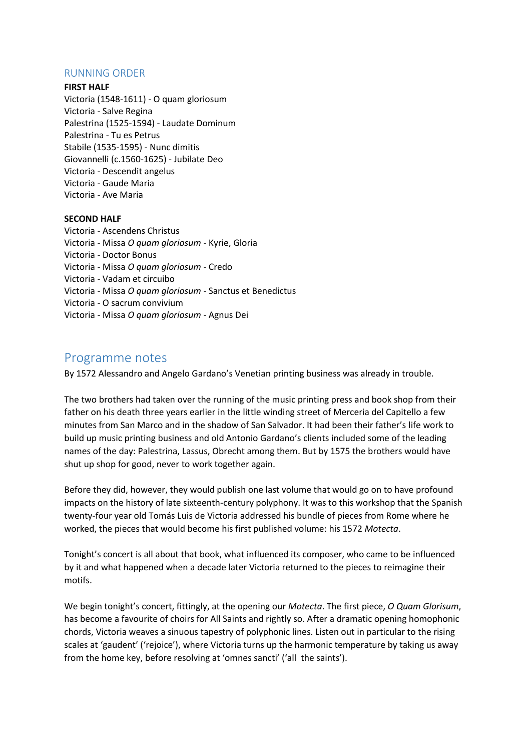## RUNNING ORDER

**FIRST HALF**

Victoria (1548-1611) - O quam gloriosum
Victoria - Salve Regina
Palestrina (1525-1594) - Laudate Dominum
Palestrina - Tu es Petrus
Stabile (1535-1595) - Nunc dimitis
Giovannelli (c.1560-1625) - Jubilate Deo
Victoria - Descendit angelus
Victoria - Gaude Maria
Victoria - Ave Maria

**SECOND HALF**

Victoria - Ascendens Christus
Victoria - Missa *O quam gloriosum* - Kyrie, Gloria
Victoria - Doctor Bonus
Victoria - Missa *O quam gloriosum* - Credo
Victoria - Vadam et circuibo
Victoria - Missa *O quam gloriosum* - Sanctus et Benedictus
Victoria - O sacrum convivium
Victoria - Missa *O quam gloriosum* - Agnus Dei

# Programme notes

By 1572 Alessandro and Angelo Gardano's Venetian printing business was already in trouble.

The two brothers had taken over the running of the music printing press and book shop from their father on his death three years earlier in the little winding street of Merceria del Capitello a few minutes from San Marco and in the shadow of San Salvador. It had been their father's life work to build up music printing business and old Antonio Gardano's clients included some of the leading names of the day: Palestrina, Lassus, Obrecht among them. But by 1575 the brothers would have shut up shop for good, never to work together again.

Before they did, however, they would publish one last volume that would go on to have profound impacts on the history of late sixteenth-century polyphony. It was to this workshop that the Spanish twenty-four year old Tomás Luis de Victoria addressed his bundle of pieces from Rome where he worked, the pieces that would become his first published volume: his 1572 *Motecta*.

Tonight's concert is all about that book, what influenced its composer, who came to be influenced by it and what happened when a decade later Victoria returned to the pieces to reimagine their motifs.

We begin tonight's concert, fittingly, at the opening our *Motecta*. The first piece, *O Quam Glorisum*, has become a favourite of choirs for All Saints and rightly so. After a dramatic opening homophonic chords, Victoria weaves a sinuous tapestry of polyphonic lines. Listen out in particular to the rising scales at 'gaudent' ('rejoice'), where Victoria turns up the harmonic temperature by taking us away from the home key, before resolving at 'omnes sancti' ('all the saints').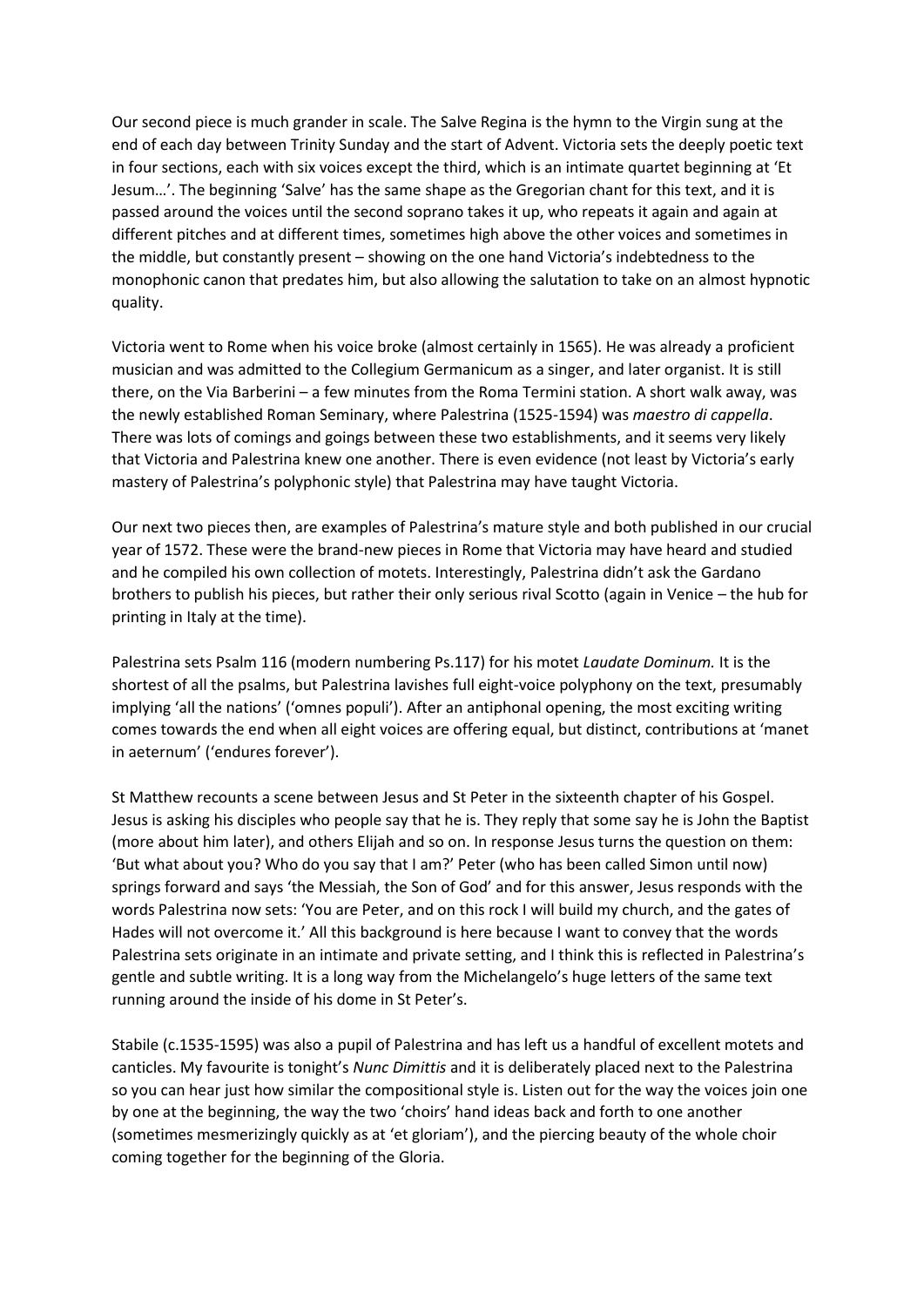Our second piece is much grander in scale. The Salve Regina is the hymn to the Virgin sung at the end of each day between Trinity Sunday and the start of Advent. Victoria sets the deeply poetic text in four sections, each with six voices except the third, which is an intimate quartet beginning at 'Et Jesum…'. The beginning 'Salve' has the same shape as the Gregorian chant for this text, and it is passed around the voices until the second soprano takes it up, who repeats it again and again at different pitches and at different times, sometimes high above the other voices and sometimes in the middle, but constantly present – showing on the one hand Victoria's indebtedness to the monophonic canon that predates him, but also allowing the salutation to take on an almost hypnotic quality.

Victoria went to Rome when his voice broke (almost certainly in 1565). He was already a proficient musician and was admitted to the Collegium Germanicum as a singer, and later organist. It is still there, on the Via Barberini – a few minutes from the Roma Termini station. A short walk away, was the newly established Roman Seminary, where Palestrina (1525-1594) was *maestro di cappella*. There was lots of comings and goings between these two establishments, and it seems very likely that Victoria and Palestrina knew one another. There is even evidence (not least by Victoria's early mastery of Palestrina's polyphonic style) that Palestrina may have taught Victoria.

Our next two pieces then, are examples of Palestrina's mature style and both published in our crucial year of 1572. These were the brand-new pieces in Rome that Victoria may have heard and studied and he compiled his own collection of motets. Interestingly, Palestrina didn't ask the Gardano brothers to publish his pieces, but rather their only serious rival Scotto (again in Venice – the hub for printing in Italy at the time).

Palestrina sets Psalm 116 (modern numbering Ps.117) for his motet *Laudate Dominum.* It is the shortest of all the psalms, but Palestrina lavishes full eight-voice polyphony on the text, presumably implying 'all the nations' ('omnes populi'). After an antiphonal opening, the most exciting writing comes towards the end when all eight voices are offering equal, but distinct, contributions at 'manet in aeternum' ('endures forever').

St Matthew recounts a scene between Jesus and St Peter in the sixteenth chapter of his Gospel. Jesus is asking his disciples who people say that he is. They reply that some say he is John the Baptist (more about him later), and others Elijah and so on. In response Jesus turns the question on them: 'But what about you? Who do you say that I am?' Peter (who has been called Simon until now) springs forward and says 'the Messiah, the Son of God' and for this answer, Jesus responds with the words Palestrina now sets: 'You are Peter, and on this rock I will build my church, and the gates of Hades will not overcome it.' All this background is here because I want to convey that the words Palestrina sets originate in an intimate and private setting, and I think this is reflected in Palestrina's gentle and subtle writing. It is a long way from the Michelangelo's huge letters of the same text running around the inside of his dome in St Peter's.

Stabile (c.1535-1595) was also a pupil of Palestrina and has left us a handful of excellent motets and canticles. My favourite is tonight's *Nunc Dimittis* and it is deliberately placed next to the Palestrina so you can hear just how similar the compositional style is. Listen out for the way the voices join one by one at the beginning, the way the two 'choirs' hand ideas back and forth to one another (sometimes mesmerizingly quickly as at 'et gloriam'), and the piercing beauty of the whole choir coming together for the beginning of the Gloria.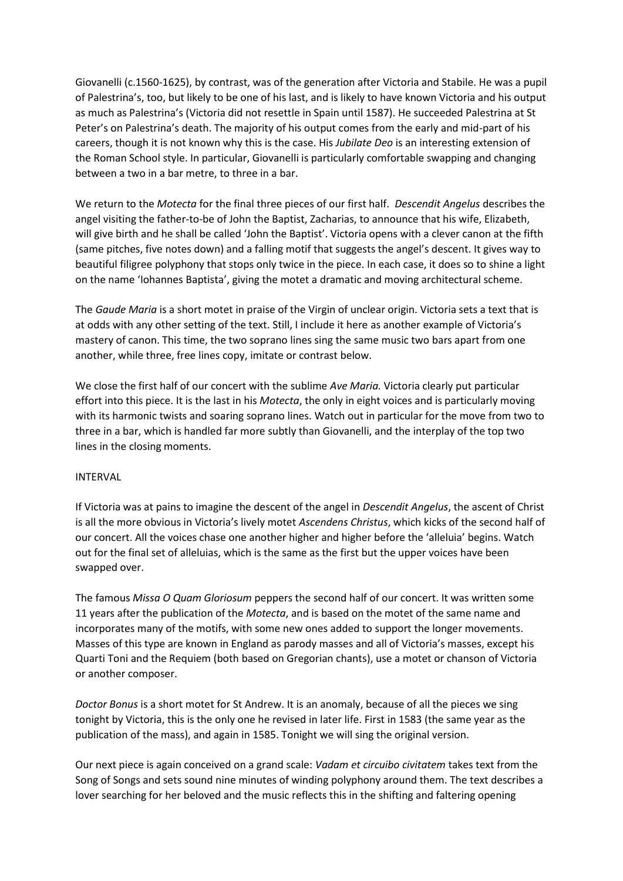Giovanelli (c.1560-1625), by contrast, was of the generation after Victoria and Stabile. He was a pupil of Palestrina's, too, but likely to be one of his last, and is likely to have known Victoria and his output as much as Palestrina's (Victoria did not resettle in Spain until 1587). He succeeded Palestrina at St Peter's on Palestrina's death. The majority of his output comes from the early and mid-part of his careers, though it is not known why this is the case. His *Jubilate Deo* is an interesting extension of the Roman School style. In particular, Giovanelli is particularly comfortable swapping and changing between a two in a bar metre, to three in a bar.

We return to the *Motecta* for the final three pieces of our first half. *Descendit Angelus* describes the angel visiting the father-to-be of John the Baptist, Zacharias, to announce that his wife, Elizabeth, will give birth and he shall be called 'John the Baptist'. Victoria opens with a clever canon at the fifth (same pitches, five notes down) and a falling motif that suggests the angel's descent. It gives way to beautiful filigree polyphony that stops only twice in the piece. In each case, it does so to shine a light on the name 'Iohannes Baptista', giving the motet a dramatic and moving architectural scheme.

The *Gaude Maria* is a short motet in praise of the Virgin of unclear origin. Victoria sets a text that is at odds with any other setting of the text. Still, I include it here as another example of Victoria's mastery of canon. This time, the two soprano lines sing the same music two bars apart from one another, while three, free lines copy, imitate or contrast below.

We close the first half of our concert with the sublime *Ave Maria.* Victoria clearly put particular effort into this piece. It is the last in his *Motecta*, the only in eight voices and is particularly moving with its harmonic twists and soaring soprano lines. Watch out in particular for the move from two to three in a bar, which is handled far more subtly than Giovanelli, and the interplay of the top two lines in the closing moments.

INTERVAL

If Victoria was at pains to imagine the descent of the angel in *Descendit Angelus*, the ascent of Christ is all the more obvious in Victoria's lively motet *Ascendens Christus*, which kicks of the second half of our concert. All the voices chase one another higher and higher before the 'alleluia' begins. Watch out for the final set of alleluias, which is the same as the first but the upper voices have been swapped over.

The famous *Missa O Quam Gloriosum* peppers the second half of our concert. It was written some 11 years after the publication of the *Motecta*, and is based on the motet of the same name and incorporates many of the motifs, with some new ones added to support the longer movements. Masses of this type are known in England as parody masses and all of Victoria's masses, except his Quarti Toni and the Requiem (both based on Gregorian chants), use a motet or chanson of Victoria or another composer.

*Doctor Bonus* is a short motet for St Andrew. It is an anomaly, because of all the pieces we sing tonight by Victoria, this is the only one he revised in later life. First in 1583 (the same year as the publication of the mass), and again in 1585. Tonight we will sing the original version.

Our next piece is again conceived on a grand scale: *Vadam et circuibo civitatem* takes text from the Song of Songs and sets sound nine minutes of winding polyphony around them. The text describes a lover searching for her beloved and the music reflects this in the shifting and faltering opening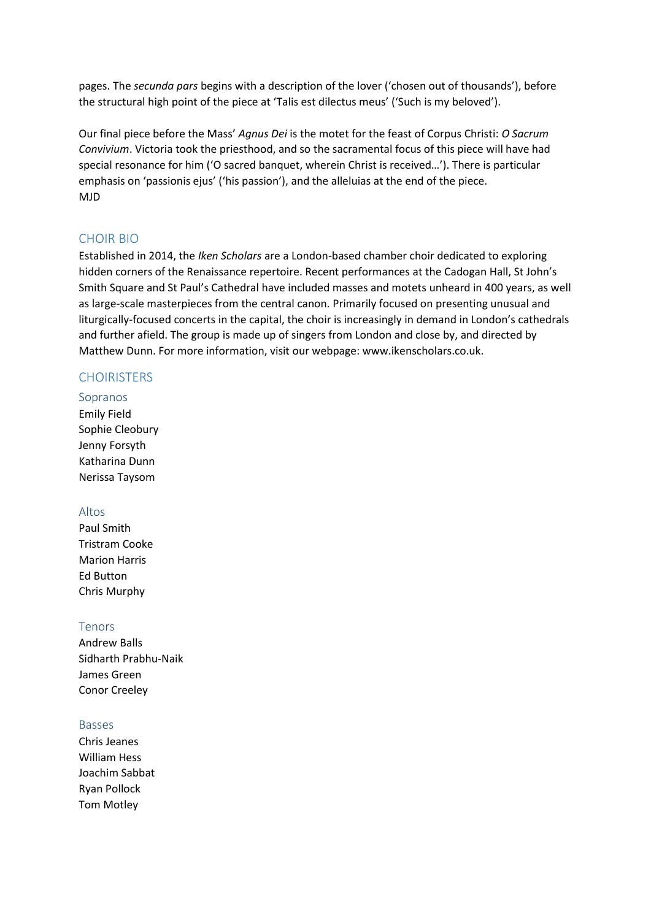pages. The *secunda pars* begins with a description of the lover ('chosen out of thousands'), before the structural high point of the piece at 'Talis est dilectus meus' ('Such is my beloved').

Our final piece before the Mass' *Agnus Dei* is the motet for the feast of Corpus Christi: *O Sacrum Convivium*. Victoria took the priesthood, and so the sacramental focus of this piece will have had special resonance for him ('O sacred banquet, wherein Christ is received…'). There is particular emphasis on 'passionis ejus' ('his passion'), and the alleluias at the end of the piece.
MJD

## CHOIR BIO

Established in 2014, the *Iken Scholars* are a London-based chamber choir dedicated to exploring hidden corners of the Renaissance repertoire. Recent performances at the Cadogan Hall, St John's Smith Square and St Paul's Cathedral have included masses and motets unheard in 400 years, as well as large-scale masterpieces from the central canon. Primarily focused on presenting unusual and liturgically-focused concerts in the capital, the choir is increasingly in demand in London's cathedrals and further afield. The group is made up of singers from London and close by, and directed by Matthew Dunn. For more information, visit our webpage: www.ikenscholars.co.uk.

## CHOIRISTERS

### Sopranos

Emily Field
Sophie Cleobury
Jenny Forsyth
Katharina Dunn
Nerissa Taysom

### Altos

Paul Smith
Tristram Cooke
Marion Harris
Ed Button
Chris Murphy

### Tenors

Andrew Balls
Sidharth Prabhu-Naik
James Green
Conor Creeley

### Basses

Chris Jeanes
William Hess
Joachim Sabbat
Ryan Pollock
Tom Motley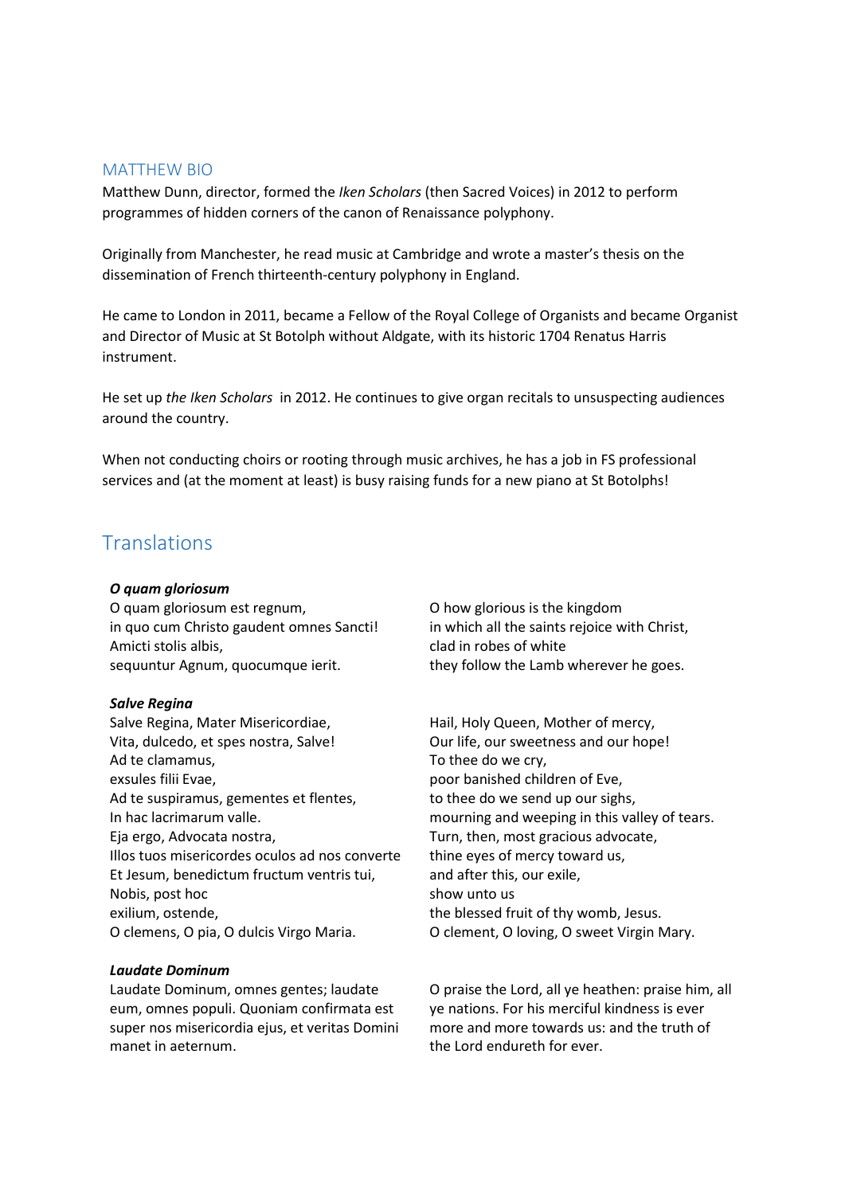## MATTHEW BIO

Matthew Dunn, director, formed the *Iken Scholars* (then Sacred Voices) in 2012 to perform programmes of hidden corners of the canon of Renaissance polyphony.

Originally from Manchester, he read music at Cambridge and wrote a master's thesis on the dissemination of French thirteenth-century polyphony in England.

He came to London in 2011, became a Fellow of the Royal College of Organists and became Organist and Director of Music at St Botolph without Aldgate, with its historic 1704 Renatus Harris instrument.

He set up *the Iken Scholars* in 2012. He continues to give organ recitals to unsuspecting audiences around the country.

When not conducting choirs or rooting through music archives, he has a job in FS professional services and (at the moment at least) is busy raising funds for a new piano at St Botolphs!

## Translations

***O quam gloriosum***

| | |
|---|---|
| O quam gloriosum est regnum, | O how glorious is the kingdom |
| in quo cum Christo gaudent omnes Sancti! | in which all the saints rejoice with Christ, |
| Amicti stolis albis, | clad in robes of white |
| sequuntur Agnum, quocumque ierit. | they follow the Lamb wherever he goes. |

***Salve Regina***

| | |
|---|---|
| Salve Regina, Mater Misericordiae, | Hail, Holy Queen, Mother of mercy, |
| Vita, dulcedo, et spes nostra, Salve! | Our life, our sweetness and our hope! |
| Ad te clamamus, | To thee do we cry, |
| exsules filii Evae, | poor banished children of Eve, |
| Ad te suspiramus, gementes et flentes, | to thee do we send up our sighs, |
| In hac lacrimarum valle. | mourning and weeping in this valley of tears. |
| Eja ergo, Advocata nostra, | Turn, then, most gracious advocate, |
| Illos tuos misericordes oculos ad nos converte | thine eyes of mercy toward us, |
| Et Jesum, benedictum fructum ventris tui, | and after this, our exile, |
| Nobis, post hoc | show unto us |
| exilium, ostende, | the blessed fruit of thy womb, Jesus. |
| O clemens, O pia, O dulcis Virgo Maria. | O clement, O loving, O sweet Virgin Mary. |

***Laudate Dominum***

| | |
|---|---|
| Laudate Dominum, omnes gentes; laudate eum, omnes populi. Quoniam confirmata est super nos misericordia ejus, et veritas Domini manet in aeternum. | O praise the Lord, all ye heathen: praise him, all ye nations. For his merciful kindness is ever more and more towards us: and the truth of the Lord endureth for ever. |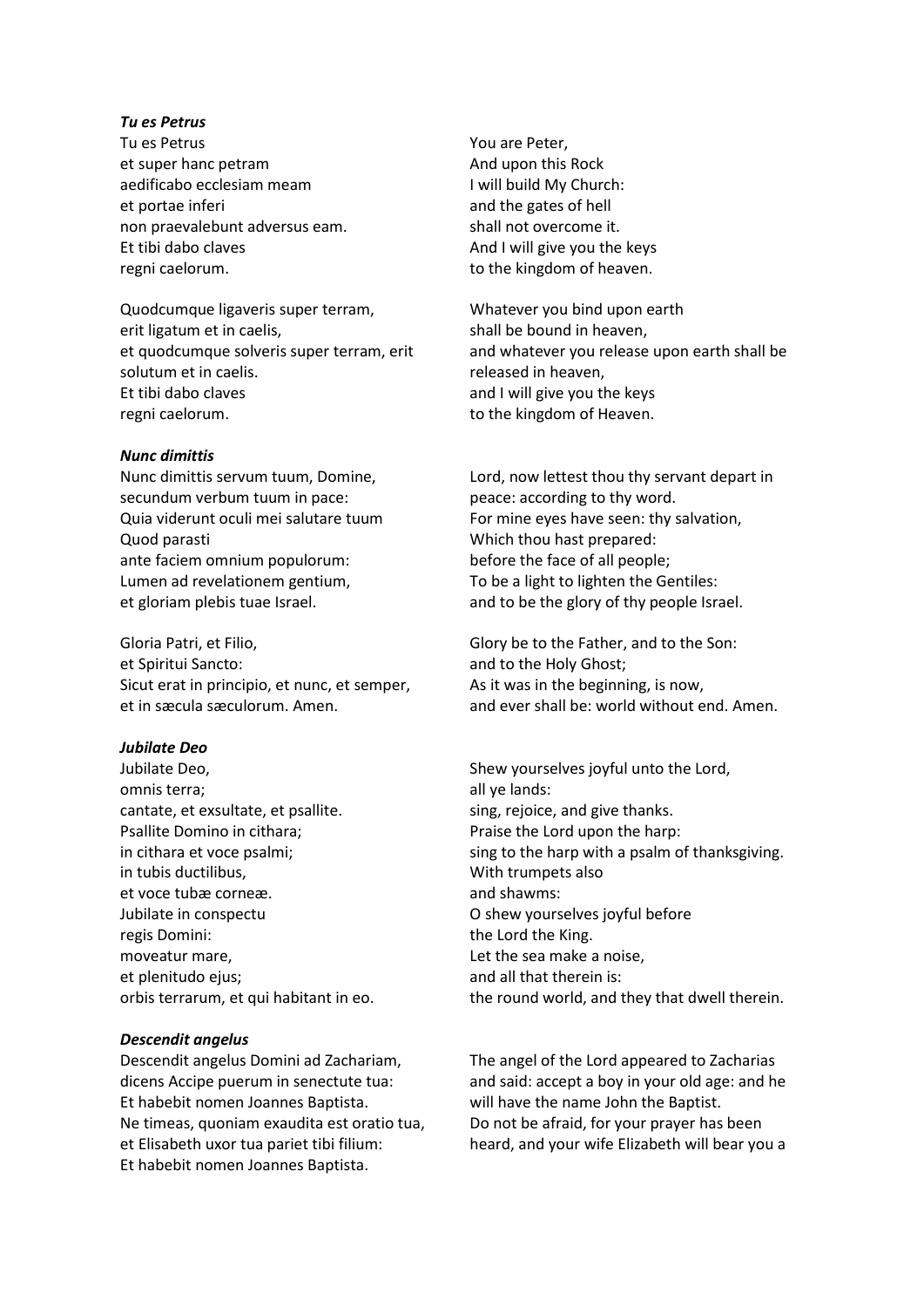***Tu es Petrus***

Tu es Petrus
et super hanc petram
aedificabo ecclesiam meam
et portae inferi
non praevalebunt adversus eam.
Et tibi dabo claves
regni caelorum.

Quodcumque ligaveris super terram,
erit ligatum et in caelis,
et quodcumque solveris super terram, erit solutum et in caelis.
Et tibi dabo claves
regni caelorum.

You are Peter,
And upon this Rock
I will build My Church:
and the gates of hell
shall not overcome it.
And I will give you the keys
to the kingdom of heaven.

Whatever you bind upon earth
shall be bound in heaven,
and whatever you release upon earth shall be released in heaven,
and I will give you the keys
to the kingdom of Heaven.

***Nunc dimittis***

Nunc dimittis servum tuum, Domine,
secundum verbum tuum in pace:
Quia viderunt oculi mei salutare tuum
Quod parasti
ante faciem omnium populorum:
Lumen ad revelationem gentium,
et gloriam plebis tuae Israel.

Gloria Patri, et Filio,
et Spiritui Sancto:
Sicut erat in principio, et nunc, et semper,
et in sæcula sæculorum. Amen.

Lord, now lettest thou thy servant depart in peace: according to thy word.
For mine eyes have seen: thy salvation,
Which thou hast prepared:
before the face of all people;
To be a light to lighten the Gentiles:
and to be the glory of thy people Israel.

Glory be to the Father, and to the Son:
and to the Holy Ghost;
As it was in the beginning, is now,
and ever shall be: world without end. Amen.

***Jubilate Deo***

Jubilate Deo,
omnis terra;
cantate, et exsultate, et psallite.
Psallite Domino in cithara;
in cithara et voce psalmi;
in tubis ductilibus,
et voce tubæ corneæ.
Jubilate in conspectu
regis Domini:
moveatur mare,
et plenitudo ejus;
orbis terrarum, et qui habitant in eo.

Shew yourselves joyful unto the Lord,
all ye lands:
sing, rejoice, and give thanks.
Praise the Lord upon the harp:
sing to the harp with a psalm of thanksgiving.
With trumpets also
and shawms:
O shew yourselves joyful before
the Lord the King.
Let the sea make a noise,
and all that therein is:
the round world, and they that dwell therein.

***Descendit angelus***

Descendit angelus Domini ad Zachariam,
dicens Accipe puerum in senectute tua:
Et habebit nomen Joannes Baptista.
Ne timeas, quoniam exaudita est oratio tua,
et Elisabeth uxor tua pariet tibi filium:
Et habebit nomen Joannes Baptista.

The angel of the Lord appeared to Zacharias and said: accept a boy in your old age: and he will have the name John the Baptist.
Do not be afraid, for your prayer has been heard, and your wife Elizabeth will bear you a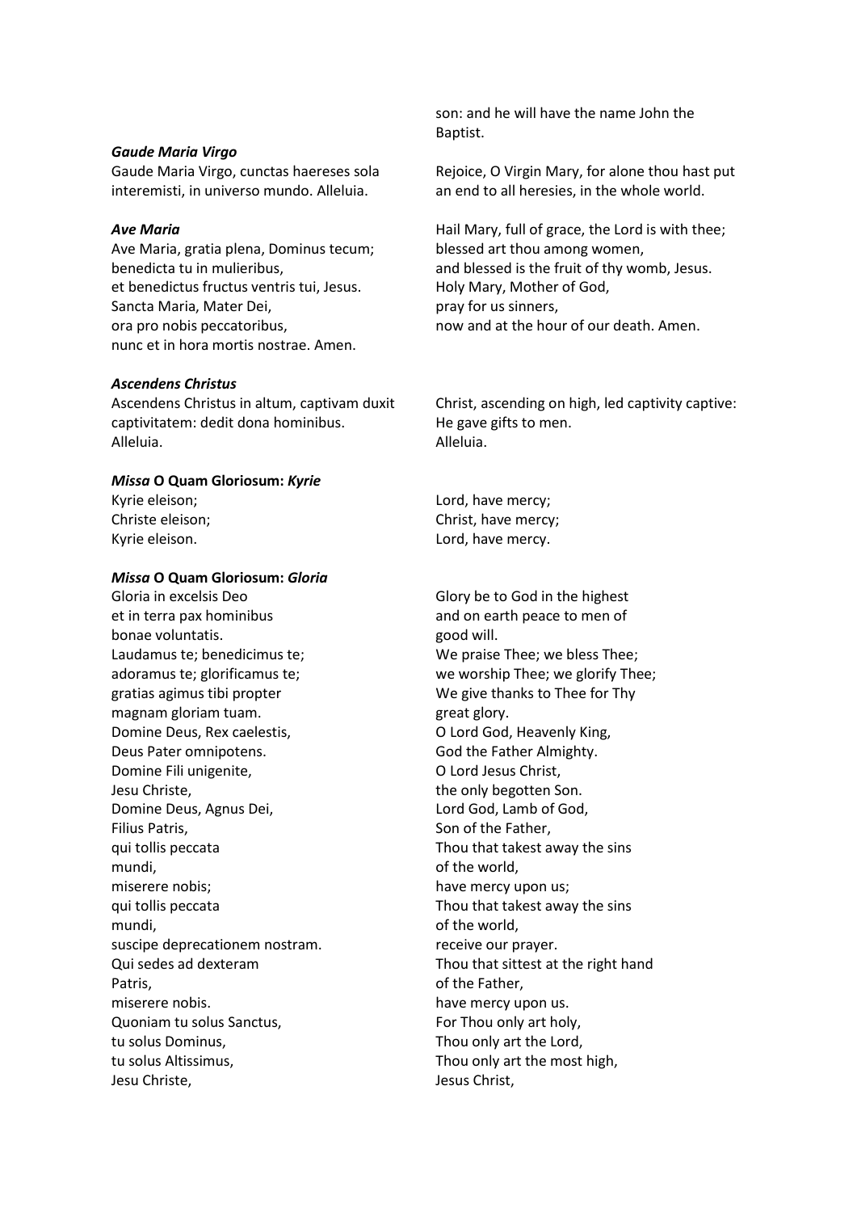son: and he will have the name John the Baptist.

***Gaude Maria Virgo***

Gaude Maria Virgo, cunctas haereses sola interemisti, in universo mundo. Alleluia.

Rejoice, O Virgin Mary, for alone thou hast put an end to all heresies, in the whole world.

***Ave Maria***

Ave Maria, gratia plena, Dominus tecum;
benedicta tu in mulieribus,
et benedictus fructus ventris tui, Jesus.
Sancta Maria, Mater Dei,
ora pro nobis peccatoribus,
nunc et in hora mortis nostrae. Amen.

Hail Mary, full of grace, the Lord is with thee;
blessed art thou among women,
and blessed is the fruit of thy womb, Jesus.
Holy Mary, Mother of God,
pray for us sinners,
now and at the hour of our death. Amen.

***Ascendens Christus***

Ascendens Christus in altum, captivam duxit captivitatem: dedit dona hominibus.
Alleluia.

Christ, ascending on high, led captivity captive:
He gave gifts to men.
Alleluia.

***Missa* O Quam Gloriosum: *Kyrie***

Kyrie eleison;
Christe eleison;
Kyrie eleison.

Lord, have mercy;
Christ, have mercy;
Lord, have mercy.

***Missa* O Quam Gloriosum: *Gloria***

Gloria in excelsis Deo
et in terra pax hominibus
bonae voluntatis.
Laudamus te; benedicimus te;
adoramus te; glorificamus te;
gratias agimus tibi propter
magnam gloriam tuam.
Domine Deus, Rex caelestis,
Deus Pater omnipotens.
Domine Fili unigenite,
Jesu Christe,
Domine Deus, Agnus Dei,
Filius Patris,
qui tollis peccata
mundi,
miserere nobis;
qui tollis peccata
mundi,
suscipe deprecationem nostram.
Qui sedes ad dexteram
Patris,
miserere nobis.
Quoniam tu solus Sanctus,
tu solus Dominus,
tu solus Altissimus,
Jesu Christe,

Glory be to God in the highest
and on earth peace to men of
good will.
We praise Thee; we bless Thee;
we worship Thee; we glorify Thee;
We give thanks to Thee for Thy
great glory.
O Lord God, Heavenly King,
God the Father Almighty.
O Lord Jesus Christ,
the only begotten Son.
Lord God, Lamb of God,
Son of the Father,
Thou that takest away the sins
of the world,
have mercy upon us;
Thou that takest away the sins
of the world,
receive our prayer.
Thou that sittest at the right hand
of the Father,
have mercy upon us.
For Thou only art holy,
Thou only art the Lord,
Thou only art the most high,
Jesus Christ,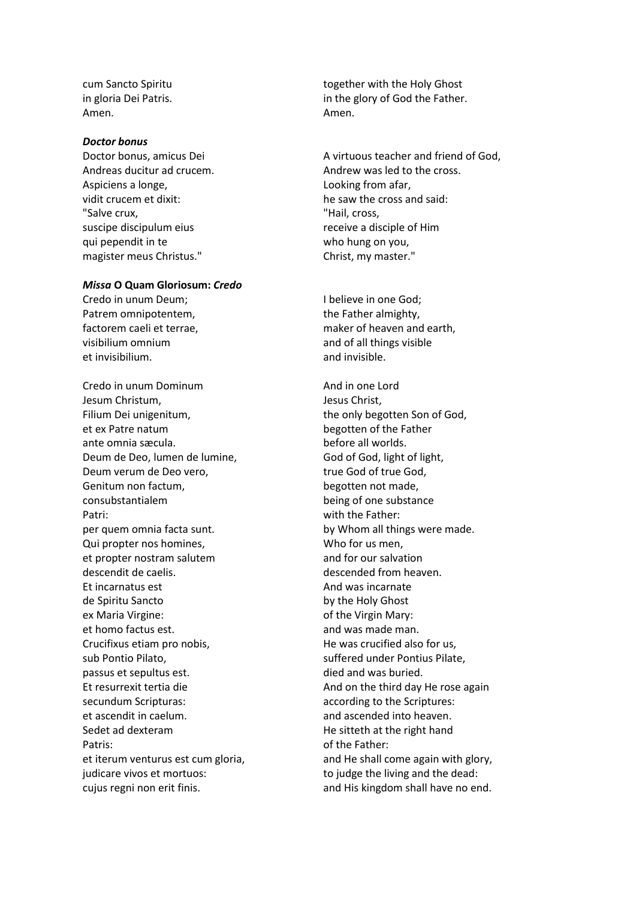| | |
|---|---|
| cum Sancto Spiritu | together with the Holy Ghost |
| in gloria Dei Patris. | in the glory of God the Father. |
| Amen. | Amen. |

### ***Doctor bonus***

| | |
|---|---|
| Doctor bonus, amicus Dei | A virtuous teacher and friend of God, |
| Andreas ducitur ad crucem. | Andrew was led to the cross. |
| Aspiciens a longe, | Looking from afar, |
| vidit crucem et dixit: | he saw the cross and said: |
| "Salve crux, | "Hail, cross, |
| suscipe discipulum eius | receive a disciple of Him |
| qui pependit in te | who hung on you, |
| magister meus Christus." | Christ, my master." |

### ***Missa* O Quam Gloriosum: *Credo***

| | |
|---|---|
| Credo in unum Deum; | I believe in one God; |
| Patrem omnipotentem, | the Father almighty, |
| factorem caeli et terrae, | maker of heaven and earth, |
| visibilium omnium | and of all things visible |
| et invisibilium. | and invisible. |
| | |
| Credo in unum Dominum | And in one Lord |
| Jesum Christum, | Jesus Christ, |
| Filium Dei unigenitum, | the only begotten Son of God, |
| et ex Patre natum | begotten of the Father |
| ante omnia sæcula. | before all worlds. |
| Deum de Deo, lumen de lumine, | God of God, light of light, |
| Deum verum de Deo vero, | true God of true God, |
| Genitum non factum, | begotten not made, |
| consubstantialem | being of one substance |
| Patri: | with the Father: |
| per quem omnia facta sunt. | by Whom all things were made. |
| Qui propter nos homines, | Who for us men, |
| et propter nostram salutem | and for our salvation |
| descendit de caelis. | descended from heaven. |
| Et incarnatus est | And was incarnate |
| de Spiritu Sancto | by the Holy Ghost |
| ex Maria Virgine: | of the Virgin Mary: |
| et homo factus est. | and was made man. |
| Crucifixus etiam pro nobis, | He was crucified also for us, |
| sub Pontio Pilato, | suffered under Pontius Pilate, |
| passus et sepultus est. | died and was buried. |
| Et resurrexit tertia die | And on the third day He rose again |
| secundum Scripturas: | according to the Scriptures: |
| et ascendit in caelum. | and ascended into heaven. |
| Sedet ad dexteram | He sitteth at the right hand |
| Patris: | of the Father: |
| et iterum venturus est cum gloria, | and He shall come again with glory, |
| judicare vivos et mortuos: | to judge the living and the dead: |
| cujus regni non erit finis. | and His kingdom shall have no end. |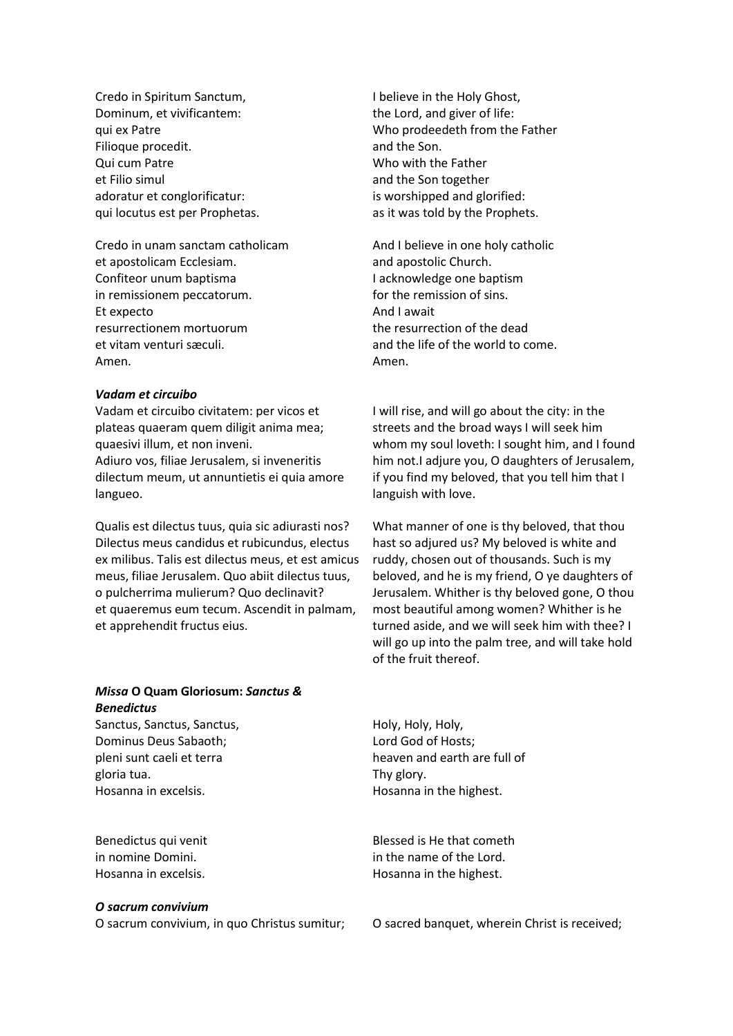Credo in Spiritum Sanctum,
Dominum, et vivificantem:
qui ex Patre
Filioque procedit.
Qui cum Patre
et Filio simul
adoratur et conglorificatur:
qui locutus est per Prophetas.

I believe in the Holy Ghost,
the Lord, and giver of life:
Who prodeedeth from the Father
and the Son.
Who with the Father
and the Son together
is worshipped and glorified:
as it was told by the Prophets.

Credo in unam sanctam catholicam
et apostolicam Ecclesiam.
Confiteor unum baptisma
in remissionem peccatorum.
Et expecto
resurrectionem mortuorum
et vitam venturi sæculi.
Amen.

And I believe in one holy catholic
and apostolic Church.
I acknowledge one baptism
for the remission of sins.
And I await
the resurrection of the dead
and the life of the world to come.
Amen.

***Vadam et circuibo***

Vadam et circuibo civitatem: per vicos et plateas quaeram quem diligit anima mea; quaesivi illum, et non inveni.
Adiuro vos, filiae Jerusalem, si inveneritis dilectum meum, ut annuntietis ei quia amore langueo.

I will rise, and will go about the city: in the streets and the broad ways I will seek him whom my soul loveth: I sought him, and I found him not.I adjure you, O daughters of Jerusalem, if you find my beloved, that you tell him that I languish with love.

Qualis est dilectus tuus, quia sic adiurasti nos? Dilectus meus candidus et rubicundus, electus ex milibus. Talis est dilectus meus, et est amicus meus, filiae Jerusalem. Quo abiit dilectus tuus, o pulcherrima mulierum? Quo declinavit? et quaeremus eum tecum. Ascendit in palmam, et apprehendit fructus eius.

What manner of one is thy beloved, that thou hast so adjured us? My beloved is white and ruddy, chosen out of thousands. Such is my beloved, and he is my friend, O ye daughters of Jerusalem. Whither is thy beloved gone, O thou most beautiful among women? Whither is he turned aside, and we will seek him with thee? I will go up into the palm tree, and will take hold of the fruit thereof.

***Missa* O Quam Gloriosum: *Sanctus & Benedictus***

Sanctus, Sanctus, Sanctus,
Dominus Deus Sabaoth;
pleni sunt caeli et terra
gloria tua.
Hosanna in excelsis.

Holy, Holy, Holy,
Lord God of Hosts;
heaven and earth are full of
Thy glory.
Hosanna in the highest.

Benedictus qui venit
in nomine Domini.
Hosanna in excelsis.

Blessed is He that cometh
in the name of the Lord.
Hosanna in the highest.

***O sacrum convivium***

O sacrum convivium, in quo Christus sumitur;

O sacred banquet, wherein Christ is received;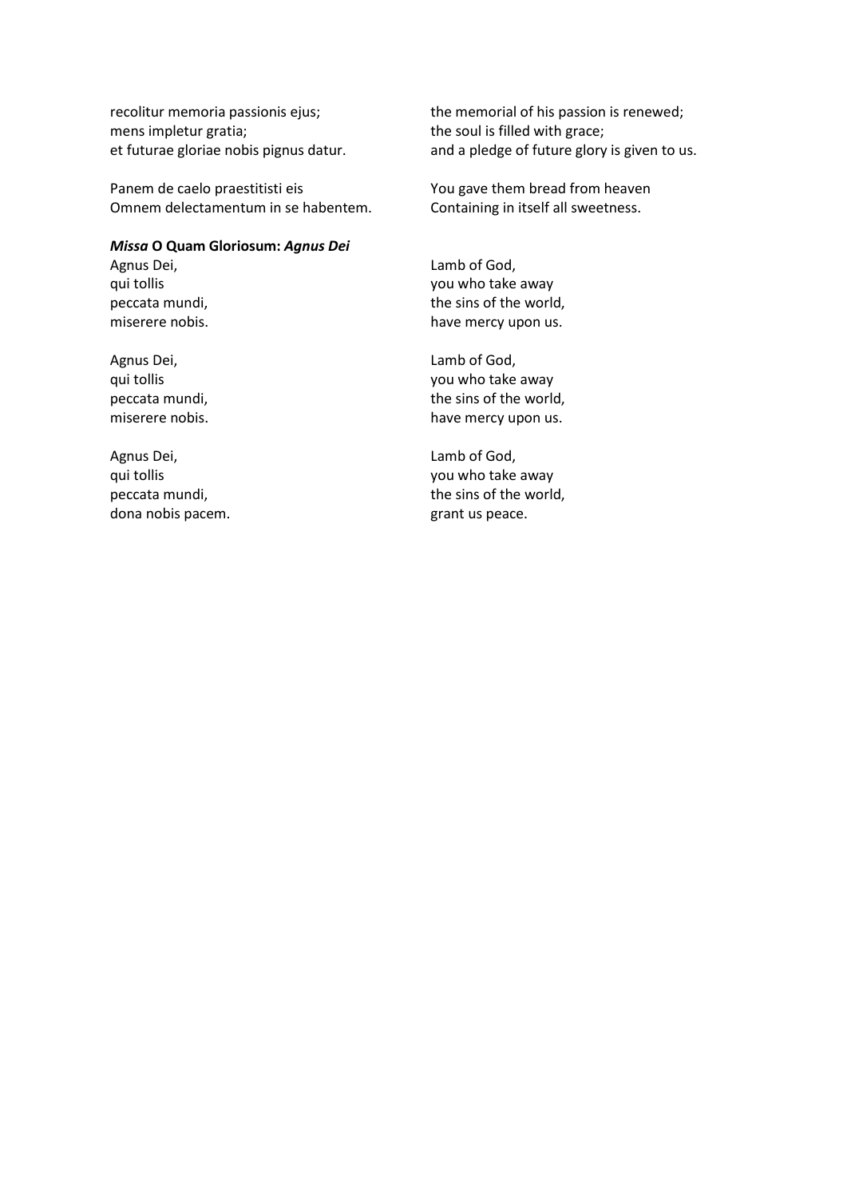recolitur memoria passionis ejus;
mens impletur gratia;
et futurae gloriae nobis pignus datur.

the memorial of his passion is renewed;
the soul is filled with grace;
and a pledge of future glory is given to us.

Panem de caelo praestitisti eis
Omnem delectamentum in se habentem.

You gave them bread from heaven
Containing in itself all sweetness.

***Missa* O Quam Gloriosum: *Agnus Dei***

Agnus Dei,
qui tollis
peccata mundi,
miserere nobis.

Lamb of God,
you who take away
the sins of the world,
have mercy upon us.

Agnus Dei,
qui tollis
peccata mundi,
miserere nobis.

Lamb of God,
you who take away
the sins of the world,
have mercy upon us.

Agnus Dei,
qui tollis
peccata mundi,
dona nobis pacem.

Lamb of God,
you who take away
the sins of the world,
grant us peace.